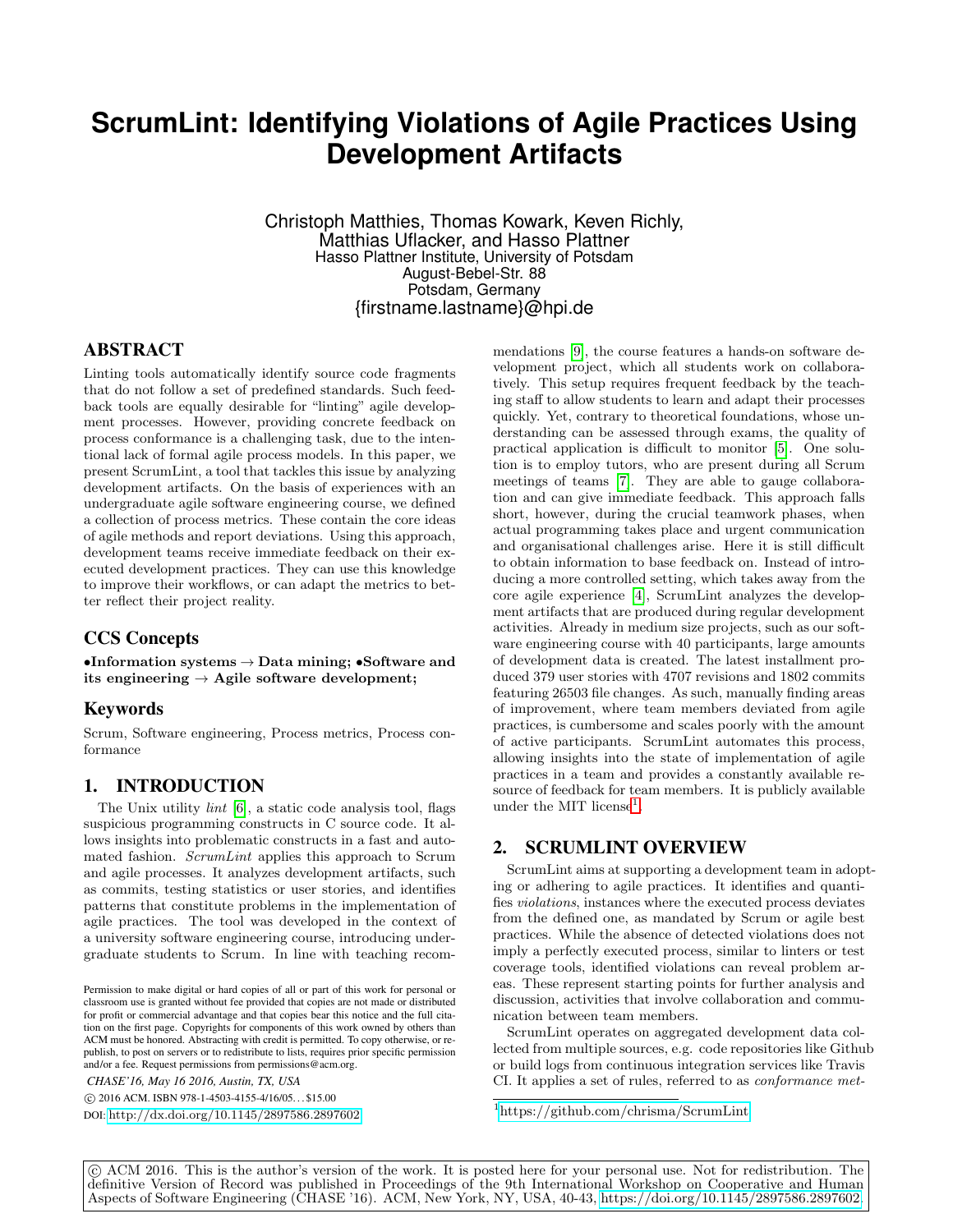# ScrumLint: Identifying Violations of Agile Practices Using Development Artifacts

Christoph Matthies, Thomas Kowark, Keven Richly, Matthias Uflacker, and Hasso Plattner
Hasso Plattner Institute, University of Potsdam
August-Bebel-Str. 88
Potsdam, Germany
{firstname.lastname}@hpi.de

## ABSTRACT

Linting tools automatically identify source code fragments that do not follow a set of predefined standards. Such feedback tools are equally desirable for "linting" agile development processes. However, providing concrete feedback on process conformance is a challenging task, due to the intentional lack of formal agile process models. In this paper, we present ScrumLint, a tool that tackles this issue by analyzing development artifacts. On the basis of experiences with an undergraduate agile software engineering course, we defined a collection of process metrics. These contain the core ideas of agile methods and report deviations. Using this approach, development teams receive immediate feedback on their executed development practices. They can use this knowledge to improve their workflows, or can adapt the metrics to better reflect their project reality.

## CCS Concepts

**•Information systems → Data mining; •Software and its engineering → Agile software development;**

## Keywords

Scrum, Software engineering, Process metrics, Process conformance

## 1. INTRODUCTION

The Unix utility *lint* [6], a static code analysis tool, flags suspicious programming constructs in C source code. It allows insights into problematic constructs in a fast and automated fashion. *ScrumLint* applies this approach to Scrum and agile processes. It analyzes development artifacts, such as commits, testing statistics or user stories, and identifies patterns that constitute problems in the implementation of agile practices. The tool was developed in the context of a university software engineering course, introducing undergraduate students to Scrum. In line with teaching recommendations [9], the course features a hands-on software development project, which all students work on collaboratively. This setup requires frequent feedback by the teaching staff to allow students to learn and adapt their processes quickly. Yet, contrary to theoretical foundations, whose understanding can be assessed through exams, the quality of practical application is difficult to monitor [5]. One solution is to employ tutors, who are present during all Scrum meetings of teams [7]. They are able to gauge collaboration and can give immediate feedback. This approach falls short, however, during the crucial teamwork phases, when actual programming takes place and urgent communication and organisational challenges arise. Here it is still difficult to obtain information to base feedback on. Instead of introducing a more controlled setting, which takes away from the core agile experience [4], ScrumLint analyzes the development artifacts that are produced during regular development activities. Already in medium size projects, such as our software engineering course with 40 participants, large amounts of development data is created. The latest installment produced 379 user stories with 4707 revisions and 1802 commits featuring 26503 file changes. As such, manually finding areas of improvement, where team members deviated from agile practices, is cumbersome and scales poorly with the amount of active participants. ScrumLint automates this process, allowing insights into the state of implementation of agile practices in a team and provides a constantly available resource of feedback for team members. It is publicly available under the MIT license[1].

Permission to make digital or hard copies of all or part of this work for personal or classroom use is granted without fee provided that copies are not made or distributed for profit or commercial advantage and that copies bear this notice and the full citation on the first page. Copyrights for components of this work owned by others than ACM must be honored. Abstracting with credit is permitted. To copy otherwise, or republish, to post on servers or to redistribute to lists, requires prior specific permission and/or a fee. Request permissions from permissions@acm.org.

*CHASE'16, May 16 2016, Austin, TX, USA*
© 2016 ACM. ISBN 978-1-4503-4155-4/16/05…$15.00
DOI: http://dx.doi.org/10.1145/2897586.2897602

## 2. SCRUMLINT OVERVIEW

ScrumLint aims at supporting a development team in adopting or adhering to agile practices. It identifies and quantifies *violations*, instances where the executed process deviates from the defined one, as mandated by Scrum or agile best practices. While the absence of detected violations does not imply a perfectly executed process, similar to linters or test coverage tools, identified violations can reveal problem areas. These represent starting points for further analysis and discussion, activities that involve collaboration and communication between team members.

ScrumLint operates on aggregated development data collected from multiple sources, e.g. code repositories like Github or build logs from continuous integration services like Travis CI. It applies a set of rules, referred to as *conformance met-*

[1] https://github.com/chrisma/ScrumLint

© ACM 2016. This is the author's version of the work. It is posted here for your personal use. Not for redistribution. The definitive Version of Record was published in Proceedings of the 9th International Workshop on Cooperative and Human Aspects of Software Engineering (CHASE '16). ACM, New York, NY, USA, 40-43, https://doi.org/10.1145/2897586.2897602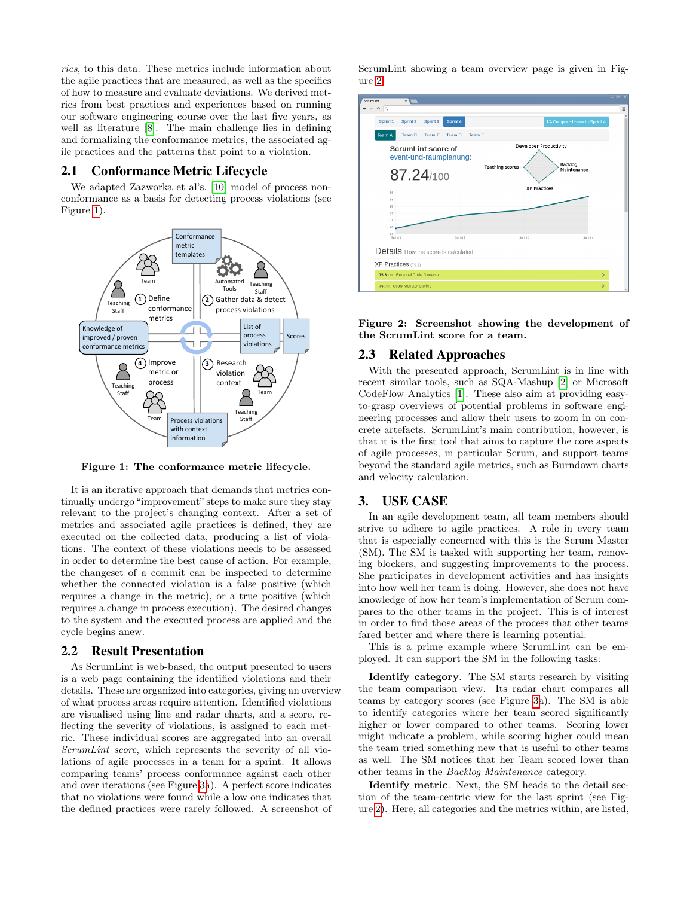*rics*, to this data. These metrics include information about the agile practices that are measured, as well as the specifics of how to measure and evaluate deviations. We derived metrics from best practices and experiences based on running our software engineering course over the last five years, as well as literature [8]. The main challenge lies in defining and formalizing the conformance metrics, the associated agile practices and the patterns that point to a violation.

## 2.1 Conformance Metric Lifecycle

We adapted Zazworka et al's. [10] model of process nonconformance as a basis for detecting process violations (see Figure 1).

**Figure 1: The conformance metric lifecycle.**

It is an iterative approach that demands that metrics continually undergo "improvement" steps to make sure they stay relevant to the project's changing context. After a set of metrics and associated agile practices is defined, they are executed on the collected data, producing a list of violations. The context of these violations needs to be assessed in order to determine the best cause of action. For example, the changeset of a commit can be inspected to determine whether the connected violation is a false positive (which requires a change in the metric), or a true positive (which requires a change in process execution). The desired changes to the system and the executed process are applied and the cycle begins anew.

## 2.2 Result Presentation

As ScrumLint is web-based, the output presented to users is a web page containing the identified violations and their details. These are organized into categories, giving an overview of what process areas require attention. Identified violations are visualised using line and radar charts, and a score, reflecting the severity of violations, is assigned to each metric. These individual scores are aggregated into an overall *ScrumLint score*, which represents the severity of all violations of agile processes in a team for a sprint. It allows comparing teams' process conformance against each other and over iterations (see Figure 3a). A perfect score indicates that no violations were found while a low one indicates that the defined practices were rarely followed. A screenshot of ScrumLint showing a team overview page is given in Figure 2.

**Figure 2: Screenshot showing the development of the ScrumLint score for a team.**

## 2.3 Related Approaches

With the presented approach, ScrumLint is in line with recent similar tools, such as SQA-Mashup [2] or Microsoft CodeFlow Analytics [1]. These also aim at providing easy-to-grasp overviews of potential problems in software engineering processes and allow their users to zoom in on concrete artefacts. ScrumLint's main contribution, however, is that it is the first tool that aims to capture the core aspects of agile processes, in particular Scrum, and support teams beyond the standard agile metrics, such as Burndown charts and velocity calculation.

# 3. USE CASE

In an agile development team, all team members should strive to adhere to agile practices. A role in every team that is especially concerned with this is the Scrum Master (SM). The SM is tasked with supporting her team, removing blockers, and suggesting improvements to the process. She participates in development activities and has insights into how well her team is doing. However, she does not have knowledge of how her team's implementation of Scrum compares to the other teams in the project. This is of interest in order to find those areas of the process that other teams fared better and where there is learning potential.

This is a prime example where ScrumLint can be employed. It can support the SM in the following tasks:

**Identify category**. The SM starts research by visiting the team comparison view. Its radar chart compares all teams by category scores (see Figure 3a). The SM is able to identify categories where her team scored significantly higher or lower compared to other teams. Scoring lower might indicate a problem, while scoring higher could mean the team tried something new that is useful to other teams as well. The SM notices that her Team scored lower than other teams in the *Backlog Maintenance* category.

**Identify metric**. Next, the SM heads to the detail section of the team-centric view for the last sprint (see Figure 2). Here, all categories and the metrics within, are listed,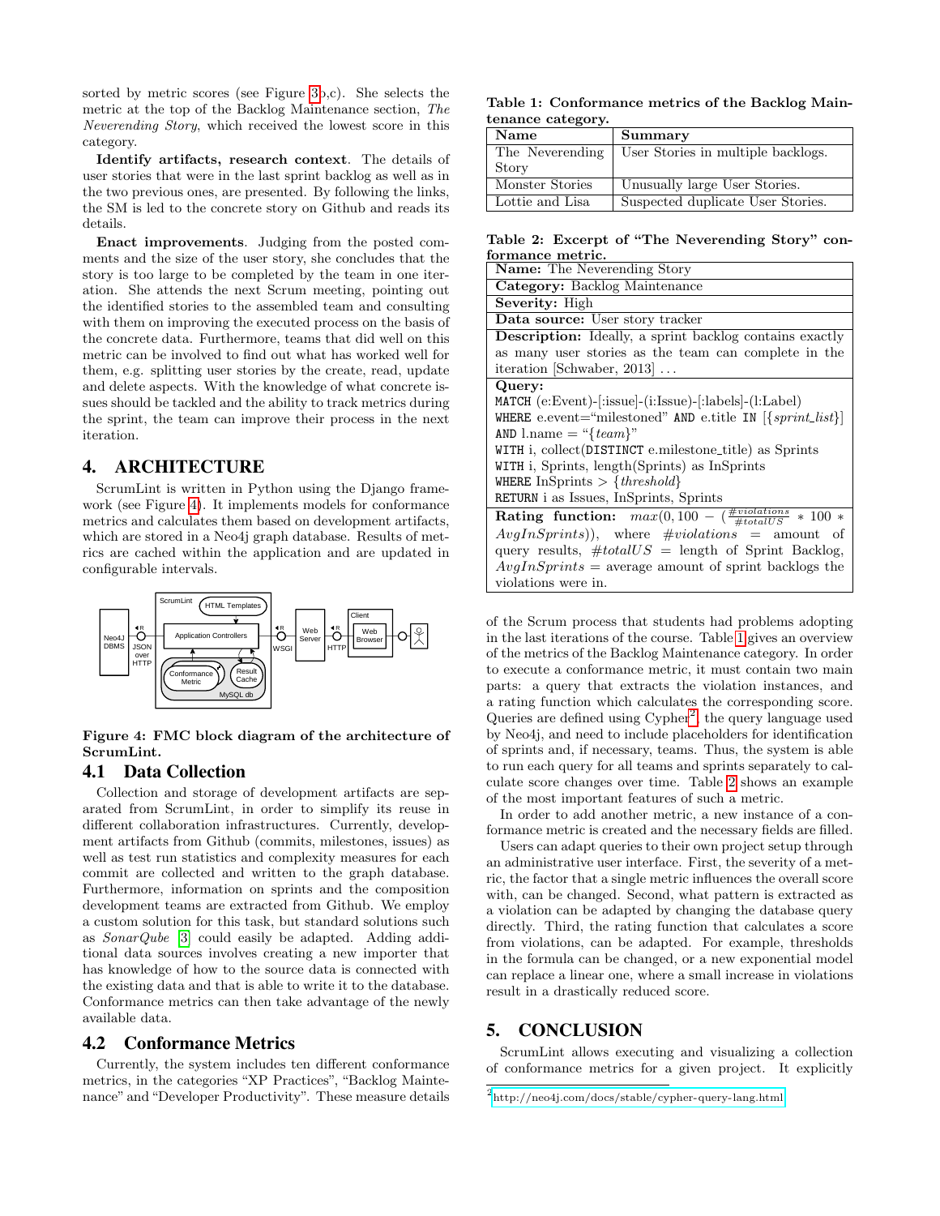sorted by metric scores (see Figure 3b,c). She selects the metric at the top of the Backlog Maintenance section, *The Neverending Story*, which received the lowest score in this category.

**Identify artifacts, research context**. The details of user stories that were in the last sprint backlog as well as in the two previous ones, are presented. By following the links, the SM is led to the concrete story on Github and reads its details.

**Enact improvements**. Judging from the posted comments and the size of the user story, she concludes that the story is too large to be completed by the team in one iteration. She attends the next Scrum meeting, pointing out the identified stories to the assembled team and consulting with them on improving the executed process on the basis of the concrete data. Furthermore, teams that did well on this metric can be involved to find out what has worked well for them, e.g. splitting user stories by the create, read, update and delete aspects. With the knowledge of what concrete issues should be tackled and the ability to track metrics during the sprint, the team can improve their process in the next iteration.

# 4. ARCHITECTURE

ScrumLint is written in Python using the Django framework (see Figure 4). It implements models for conformance metrics and calculates them based on development artifacts, which are stored in a Neo4j graph database. Results of metrics are cached within the application and are updated in configurable intervals.

**Figure 4: FMC block diagram of the architecture of ScrumLint.**

## 4.1 Data Collection

Collection and storage of development artifacts are separated from ScrumLint, in order to simplify its reuse in different collaboration infrastructures. Currently, development artifacts from Github (commits, milestones, issues) as well as test run statistics and complexity measures for each commit are collected and written to the graph database. Furthermore, information on sprints and the composition development teams are extracted from Github. We employ a custom solution for this task, but standard solutions such as *SonarQube* [3] could easily be adapted. Adding additional data sources involves creating a new importer that has knowledge of how to the source data is connected with the existing data and that is able to write it to the database. Conformance metrics can then take advantage of the newly available data.

## 4.2 Conformance Metrics

Currently, the system includes ten different conformance metrics, in the categories "XP Practices", "Backlog Maintenance" and "Developer Productivity". These measure details of the Scrum process that students had problems adopting in the last iterations of the course. Table 1 gives an overview of the metrics of the Backlog Maintenance category. In order to execute a conformance metric, it must contain two main parts: a query that extracts the violation instances, and a rating function which calculates the corresponding score. Queries are defined using Cypher[2], the query language used by Neo4j, and need to include placeholders for identification of sprints and, if necessary, teams. Thus, the system is able to run each query for all teams and sprints separately to calculate score changes over time. Table 2 shows an example of the most important features of such a metric.

**Table 1: Conformance metrics of the Backlog Maintenance category.**

| Name | Summary |
|---|---|
| The Neverending Story | User Stories in multiple backlogs. |
| Monster Stories | Unusually large User Stories. |
| Lottie and Lisa | Suspected duplicate User Stories. |

**Table 2: Excerpt of "The Neverending Story" conformance metric.**

| |
|---|
| **Name:** The Neverending Story |
| **Category:** Backlog Maintenance |
| **Severity:** High |
| **Data source:** User story tracker |
| **Description:** Ideally, a sprint backlog contains exactly as many user stories as the team can complete in the iteration [Schwaber, 2013] ... |
| **Query:** `MATCH (e:Event)-[:issue]-(i:Issue)-[:labels]-(l:Label)` `WHERE e.event="milestoned" AND e.title IN [{sprint_list}]` `AND l.name = "{team}"` `WITH i, collect(DISTINCT e.milestone_title) as Sprints` `WITH i, Sprints, length(Sprints) as InSprints` `WHERE InSprints > {threshold}` `RETURN i as Issues, InSprints, Sprints` |
| **Rating function:** $max(0, 100 - (\frac{\#violations}{\#totalUS} * 100 * AvgInSprints))$, where $\#violations$ = amount of query results, $\#totalUS$ = length of Sprint Backlog, $AvgInSprints$ = average amount of sprint backlogs the violations were in. |

In order to add another metric, a new instance of a conformance metric is created and the necessary fields are filled.

Users can adapt queries to their own project setup through an administrative user interface. First, the severity of a metric, the factor that a single metric influences the overall score with, can be changed. Second, what pattern is extracted as a violation can be adapted by changing the database query directly. Third, the rating function that calculates a score from violations, can be adapted. For example, thresholds in the formula can be changed, or a new exponential model can replace a linear one, where a small increase in violations result in a drastically reduced score.

# 5. CONCLUSION

ScrumLint allows executing and visualizing a collection of conformance metrics for a given project. It explicitly

[2] http://neo4j.com/docs/stable/cypher-query-lang.html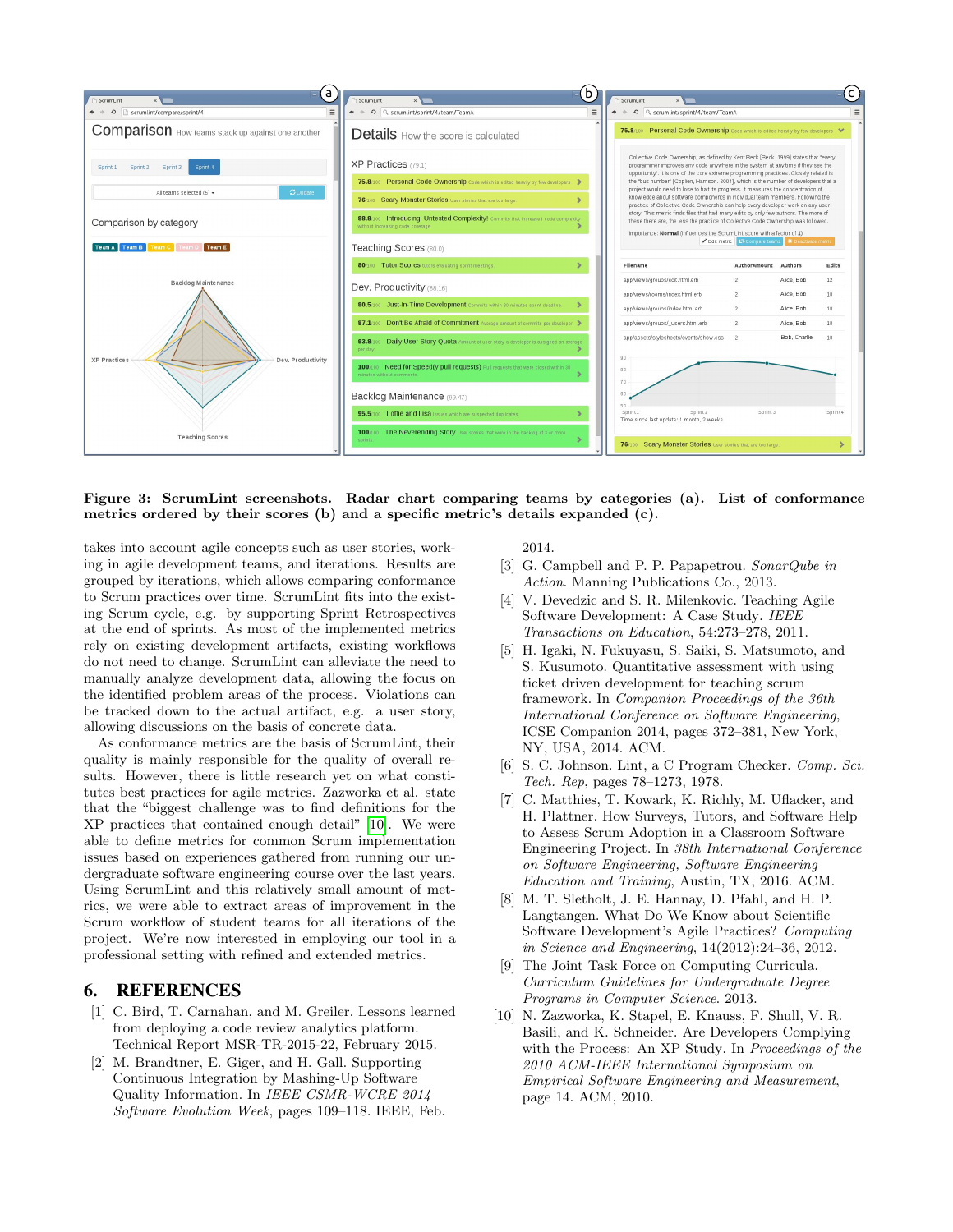Figure 3: ScrumLint screenshots. Radar chart comparing teams by categories (a). List of conformance metrics ordered by their scores (b) and a specific metric's details expanded (c).

takes into account agile concepts such as user stories, working in agile development teams, and iterations. Results are grouped by iterations, which allows comparing conformance to Scrum practices over time. ScrumLint fits into the existing Scrum cycle, e.g. by supporting Sprint Retrospectives at the end of sprints. As most of the implemented metrics rely on existing development artifacts, existing workflows do not need to change. ScrumLint can alleviate the need to manually analyze development data, allowing the focus on the identified problem areas of the process. Violations can be tracked down to the actual artifact, e.g. a user story, allowing discussions on the basis of concrete data.

As conformance metrics are the basis of ScrumLint, their quality is mainly responsible for the quality of overall results. However, there is little research yet on what constitutes best practices for agile metrics. Zazworka et al. state that the "biggest challenge was to find definitions for the XP practices that contained enough detail" [10]. We were able to define metrics for common Scrum implementation issues based on experiences gathered from running our undergraduate software engineering course over the last years. Using ScrumLint and this relatively small amount of metrics, we were able to extract areas of improvement in the Scrum workflow of student teams for all iterations of the project. We're now interested in employing our tool in a professional setting with refined and extended metrics.

## 6. REFERENCES

[1] C. Bird, T. Carnahan, and M. Greiler. Lessons learned from deploying a code review analytics platform. Technical Report MSR-TR-2015-22, February 2015.

[2] M. Brandtner, E. Giger, and H. Gall. Supporting Continuous Integration by Mashing-Up Software Quality Information. In *IEEE CSMR-WCRE 2014 Software Evolution Week*, pages 109–118. IEEE, Feb. 2014.

[3] G. Campbell and P. P. Papapetrou. *SonarQube in Action*. Manning Publications Co., 2013.

[4] V. Devedzic and S. R. Milenkovic. Teaching Agile Software Development: A Case Study. *IEEE Transactions on Education*, 54:273–278, 2011.

[5] H. Igaki, N. Fukuyasu, S. Saiki, S. Matsumoto, and S. Kusumoto. Quantitative assessment with using ticket driven development for teaching scrum framework. In *Companion Proceedings of the 36th International Conference on Software Engineering*, ICSE Companion 2014, pages 372–381, New York, NY, USA, 2014. ACM.

[6] S. C. Johnson. Lint, a C Program Checker. *Comp. Sci. Tech. Rep*, pages 78–1273, 1978.

[7] C. Matthies, T. Kowark, K. Richly, M. Uflacker, and H. Plattner. How Surveys, Tutors, and Software Help to Assess Scrum Adoption in a Classroom Software Engineering Project. In *38th International Conference on Software Engineering, Software Engineering Education and Training*, Austin, TX, 2016. ACM.

[8] M. T. Sletholt, J. E. Hannay, D. Pfahl, and H. P. Langtangen. What Do We Know about Scientific Software Development's Agile Practices? *Computing in Science and Engineering*, 14(2012):24–36, 2012.

[9] The Joint Task Force on Computing Curricula. *Curriculum Guidelines for Undergraduate Degree Programs in Computer Science*. 2013.

[10] N. Zazworka, K. Stapel, E. Knauss, F. Shull, V. R. Basili, and K. Schneider. Are Developers Complying with the Process: An XP Study. In *Proceedings of the 2010 ACM-IEEE International Symposium on Empirical Software Engineering and Measurement*, page 14. ACM, 2010.